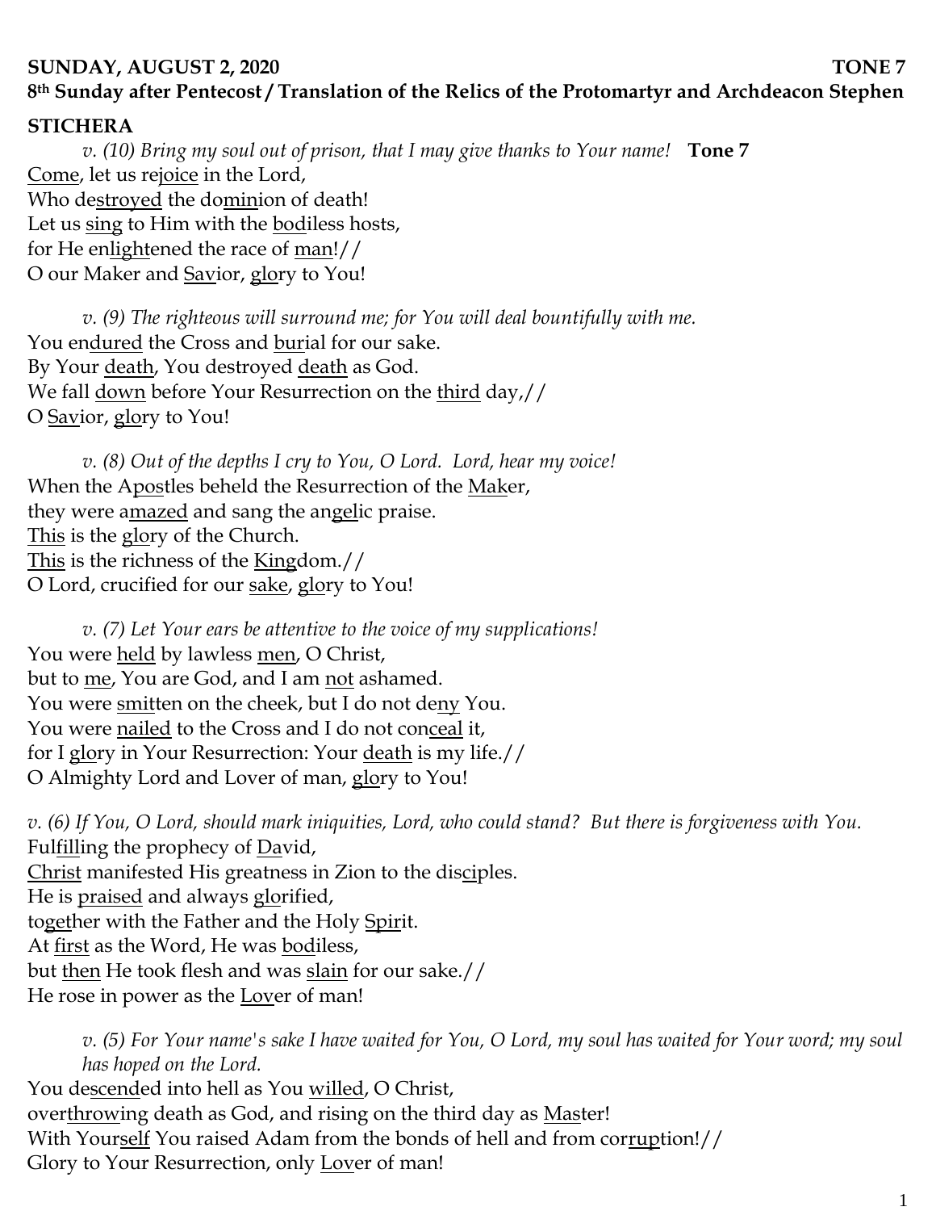**SUNDAY, AUGUST 2, 2020 TONE 7**

**8th Sunday after Pentecost / Translation of the Relics of the Protomartyr and Archdeacon Stephen**

**STICHERA**

*v. (10) Bring my soul out of prison, that I may give thanks to Your name!* **Tone 7**

Come, let us rejoice in the Lord,
Who destroyed the dominion of death!
Let us sing to Him with the bodiless hosts,
for He enlightened the race of man!//
O our Maker and Savior, glory to You!

*v. (9) The righteous will surround me; for You will deal bountifully with me.*

You endured the Cross and burial for our sake.
By Your death, You destroyed death as God.
We fall down before Your Resurrection on the third day,//
O Savior, glory to You!

*v. (8) Out of the depths I cry to You, O Lord. Lord, hear my voice!*

When the Apostles beheld the Resurrection of the Maker,
they were amazed and sang the angelic praise.
This is the glory of the Church.
This is the richness of the Kingdom.//
O Lord, crucified for our sake, glory to You!

*v. (7) Let Your ears be attentive to the voice of my supplications!*

You were held by lawless men, O Christ,
but to me, You are God, and I am not ashamed.
You were smitten on the cheek, but I do not deny You.
You were nailed to the Cross and I do not conceal it,
for I glory in Your Resurrection: Your death is my life.//
O Almighty Lord and Lover of man, glory to You!

*v. (6) If You, O Lord, should mark iniquities, Lord, who could stand? But there is forgiveness with You.*

Fulfilling the prophecy of David,
Christ manifested His greatness in Zion to the disciples.
He is praised and always glorified,
together with the Father and the Holy Spirit.
At first as the Word, He was bodiless,
but then He took flesh and was slain for our sake.//
He rose in power as the Lover of man!

*v. (5) For Your name's sake I have waited for You, O Lord, my soul has waited for Your word; my soul has hoped on the Lord.*

You descended into hell as You willed, O Christ,
overthrowing death as God, and rising on the third day as Master!
With Yourself You raised Adam from the bonds of hell and from corruption!//
Glory to Your Resurrection, only Lover of man!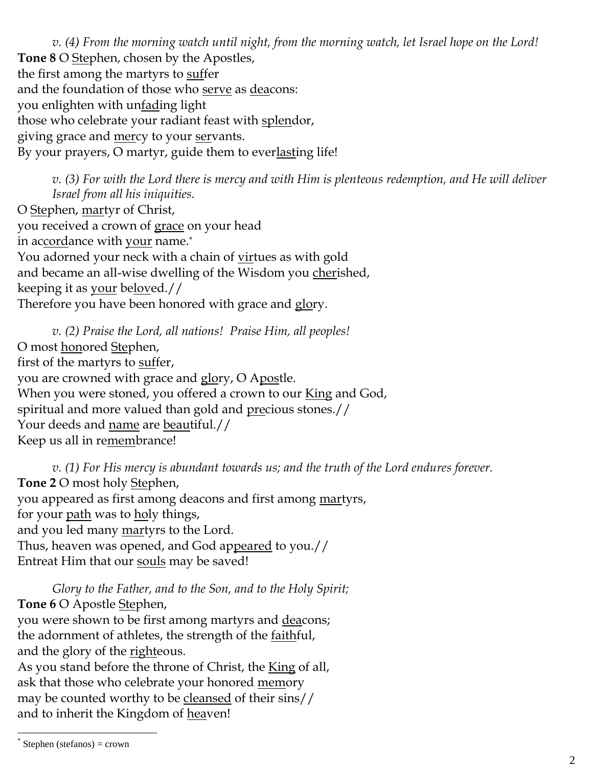*v. (4) From the morning watch until night, from the morning watch, let Israel hope on the Lord!*

**Tone 8** O <u>Ste</u>phen, chosen by the Apostles,
the first among the martyrs to <u>suf</u>fer
and the foundation of those who <u>serve</u> as <u>dea</u>cons:
you enlighten with un<u>fad</u>ing light
those who celebrate your radiant feast with <u>splen</u>dor,
giving grace and <u>mer</u>cy to your <u>ser</u>vants.
By your prayers, O martyr, guide them to ever<u>last</u>ing life!

*v. (3) For with the Lord there is mercy and with Him is plenteous redemption, and He will deliver Israel from all his iniquities.*

O <u>Ste</u>phen, <u>mar</u>tyr of Christ,
you received a crown of <u>grace</u> on your head
in ac<u>cord</u>ance with <u>your</u> name.*
You adorned your neck with a chain of <u>vir</u>tues as with gold
and became an all-wise dwelling of the Wisdom you <u>cher</u>ished,
keeping it as <u>your</u> be<u>lov</u>ed.//
Therefore you have been honored with grace and <u>glo</u>ry.

*v. (2) Praise the Lord, all nations! Praise Him, all peoples!*

O most <u>hon</u>ored <u>Ste</u>phen,
first of the martyrs to <u>suf</u>fer,
you are crowned with grace and <u>glo</u>ry, O A<u>pos</u>tle.
When you were stoned, you offered a crown to our <u>King</u> and God,
spiritual and more valued than gold and <u>pre</u>cious stones.//
Your deeds and <u>name</u> are <u>beau</u>tiful.//
Keep us all in re<u>mem</u>brance!

*v. (1) For His mercy is abundant towards us; and the truth of the Lord endures forever.*

**Tone 2** O most holy <u>Ste</u>phen,
you appeared as first among deacons and first among <u>mar</u>tyrs,
for your <u>path</u> was to <u>ho</u>ly things,
and you led many <u>mar</u>tyrs to the Lord.
Thus, heaven was opened, and God ap<u>peared</u> to you.//
Entreat Him that our <u>souls</u> may be saved!

*Glory to the Father, and to the Son, and to the Holy Spirit;*

**Tone 6** O Apostle <u>Ste</u>phen,
you were shown to be first among martyrs and <u>dea</u>cons;
the adornment of athletes, the strength of the <u>faith</u>ful,
and the glory of the <u>right</u>eous.
As you stand before the throne of Christ, the <u>King</u> of all,
ask that those who celebrate your honored <u>mem</u>ory
may be counted worthy to be <u>cleansed</u> of their sins//
and to inherit the Kingdom of <u>hea</u>ven!

---

* Stephen (stefanos) = crown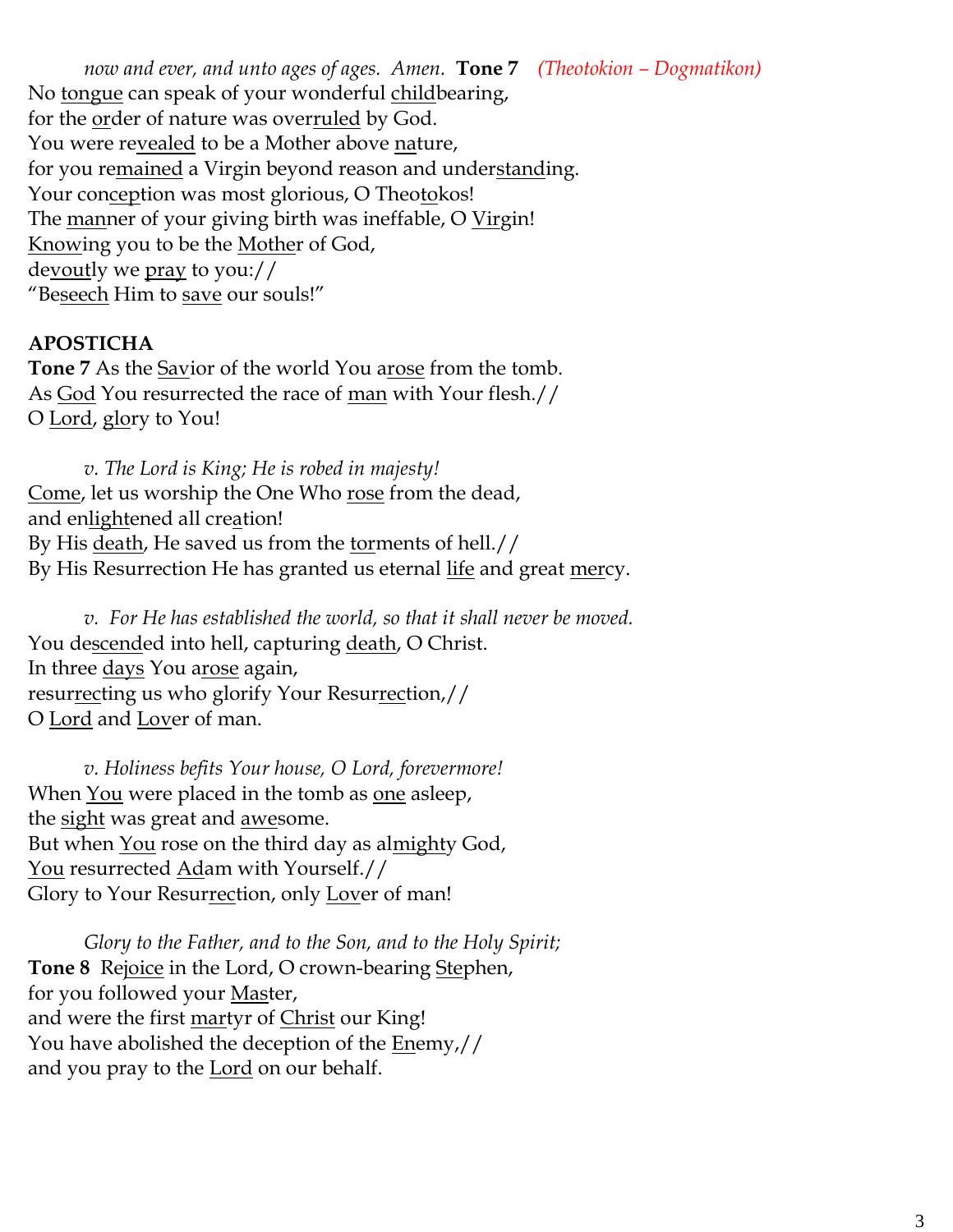*now and ever, and unto ages of ages. Amen.* **Tone 7** *(Theotokion – Dogmatikon)*
No <u>tongue</u> can speak of your wonderful <u>child</u>bearing,
for the <u>or</u>der of nature was over<u>ruled</u> by God.
You were re<u>vealed</u> to be a Mother above <u>na</u>ture,
for you re<u>mained</u> a Virgin beyond reason and under<u>stand</u>ing.
Your con<u>cep</u>tion was most glorious, O Theo<u>to</u>kos!
The <u>man</u>ner of your giving birth was ineffable, O <u>Vir</u>gin!
<u>Know</u>ing you to be the <u>Moth</u>er of God,
de<u>vout</u>ly we <u>pray</u> to you://
"Be<u>seech</u> Him to <u>save</u> our souls!"

**APOSTICHA**

**Tone 7** As the <u>Sav</u>ior of the world You a<u>rose</u> from the tomb.
As <u>God</u> You resurrected the race of <u>man</u> with Your flesh.//
O <u>Lord</u>, <u>glo</u>ry to You!

*v. The Lord is King; He is robed in majesty!*
<u>Come</u>, let us worship the One Who <u>rose</u> from the dead,
and en<u>light</u>ened all cre<u>a</u>tion!
By His <u>death</u>, He saved us from the <u>tor</u>ments of hell.//
By His Resurrection He has granted us eternal <u>life</u> and great <u>mer</u>cy.

*v. For He has established the world, so that it shall never be moved.*
You de<u>scend</u>ed into hell, capturing <u>death</u>, O Christ.
In three <u>days</u> You a<u>rose</u> again,
resur<u>rec</u>ting us who glorify Your Resur<u>rec</u>tion,//
O <u>Lord</u> and <u>Lov</u>er of man.

*v. Holiness befits Your house, O Lord, forevermore!*
When <u>You</u> were placed in the tomb as <u>one</u> asleep,
the <u>sight</u> was great and <u>awe</u>some.
But when <u>You</u> rose on the third day as al<u>migh</u>ty God,
<u>You</u> resurrected <u>Ad</u>am with Yourself.//
Glory to Your Resur<u>rec</u>tion, only <u>Lov</u>er of man!

*Glory to the Father, and to the Son, and to the Holy Spirit;*
**Tone 8** Re<u>joice</u> in the Lord, O crown-bearing <u>Ste</u>phen,
for you followed your <u>Mas</u>ter,
and were the first <u>mar</u>tyr of <u>Christ</u> our King!
You have abolished the deception of the <u>En</u>emy,//
and you pray to the <u>Lord</u> on our behalf.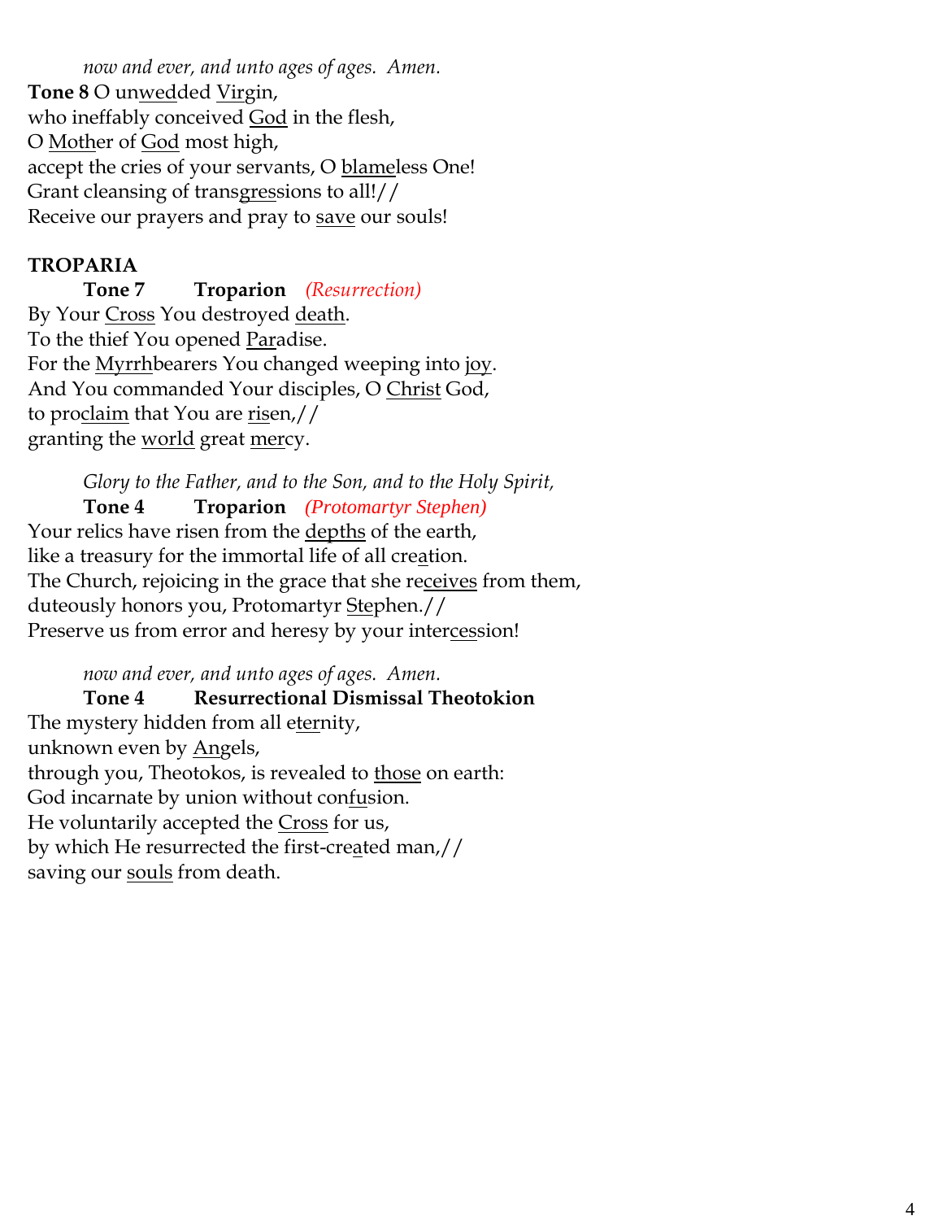*now and ever, and unto ages of ages. Amen.*

**Tone 8** O unwedded Virgin,
who ineffably conceived God in the flesh,
O Mother of God most high,
accept the cries of your servants, O blameless One!
Grant cleansing of transgressions to all!//
Receive our prayers and pray to save our souls!

**TROPARIA**

**Tone 7 Troparion** *(Resurrection)*

By Your Cross You destroyed death.
To the thief You opened Paradise.
For the Myrrhbearers You changed weeping into joy.
And You commanded Your disciples, O Christ God,
to proclaim that You are risen,//
granting the world great mercy.

*Glory to the Father, and to the Son, and to the Holy Spirit,*

**Tone 4 Troparion** *(Protomartyr Stephen)*

Your relics have risen from the depths of the earth,
like a treasury for the immortal life of all creation.
The Church, rejoicing in the grace that she receives from them,
duteously honors you, Protomartyr Stephen.//
Preserve us from error and heresy by your intercession!

*now and ever, and unto ages of ages. Amen.*

**Tone 4 Resurrectional Dismissal Theotokion**

The mystery hidden from all eternity,
unknown even by Angels,
through you, Theotokos, is revealed to those on earth:
God incarnate by union without confusion.
He voluntarily accepted the Cross for us,
by which He resurrected the first-created man,//
saving our souls from death.